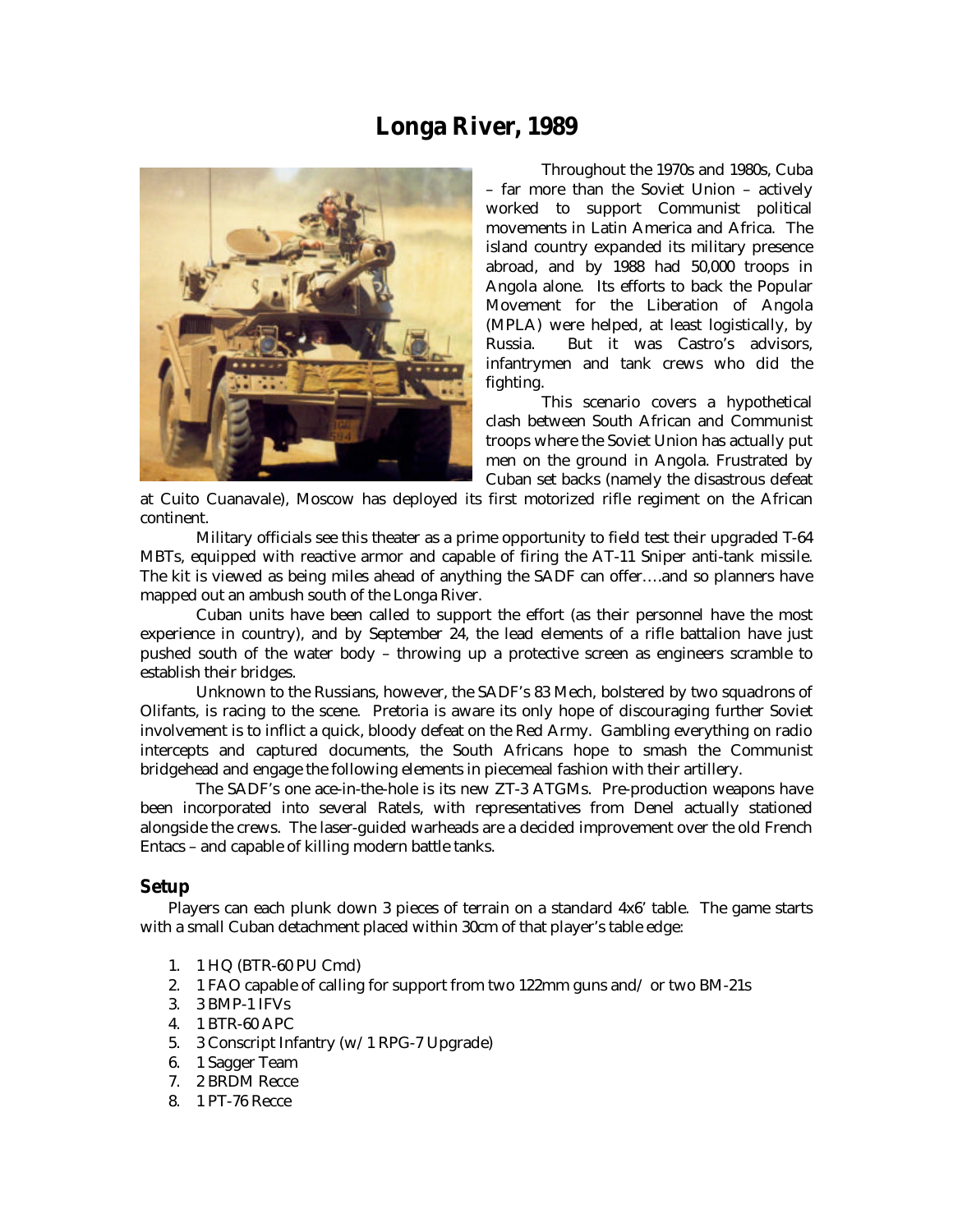# Longa River, 1989

Throughout the 1970s and 1980s, Cuba – far more than the Soviet Union – actively worked to support Communist political movements in Latin America and Africa. The island country expanded its military presence abroad, and by 1988 had 50,000 troops in Angola alone. Its efforts to back the Popular Movement for the Liberation of Angola (MPLA) were helped, at least logistically, by Russia. But it was Castro's advisors, infantrymen and tank crews who did the fighting.

This scenario covers a hypothetical clash between South African and Communist troops where the Soviet Union has actually put men on the ground in Angola. Frustrated by Cuban set backs (namely the disastrous defeat at Cuito Cuanavale), Moscow has deployed its first motorized rifle regiment on the African continent.

Military officials see this theater as a prime opportunity to field test their upgraded T-64 MBTs, equipped with reactive armor and capable of firing the AT-11 Sniper anti-tank missile. The kit is viewed as being miles ahead of anything the SADF can offer….and so planners have mapped out an ambush south of the Longa River.

Cuban units have been called to support the effort (as their personnel have the most experience in country), and by September 24, the lead elements of a rifle battalion have just pushed south of the water body – throwing up a protective screen as engineers scramble to establish their bridges.

Unknown to the Russians, however, the SADF's 83 Mech, bolstered by two squadrons of Olifants, is racing to the scene. Pretoria is aware its only hope of discouraging further Soviet involvement is to inflict a quick, bloody defeat on the Red Army. Gambling everything on radio intercepts and captured documents, the South Africans hope to smash the Communist bridgehead and engage the following elements in piecemeal fashion with their artillery.

The SADF's one ace-in-the-hole is its new ZT-3 ATGMs. Pre-production weapons have been incorporated into several Ratels, with representatives from Denel actually stationed alongside the crews. The laser-guided warheads are a decided improvement over the old French Entacs – and capable of killing modern battle tanks.

## Setup

Players can each plunk down 3 pieces of terrain on a standard 4x6' table. The game starts with a small Cuban detachment placed within 30cm of that player's table edge:

1. 1 HQ (BTR-60 PU Cmd)
2. 1 FAO capable of calling for support from two 122mm guns and/ or two BM-21s
3. 3 BMP-1 IFVs
4. 1 BTR-60 APC
5. 3 Conscript Infantry (w/ 1 RPG-7 Upgrade)
6. 1 Sagger Team
7. 2 BRDM Recce
8. 1 PT-76 Recce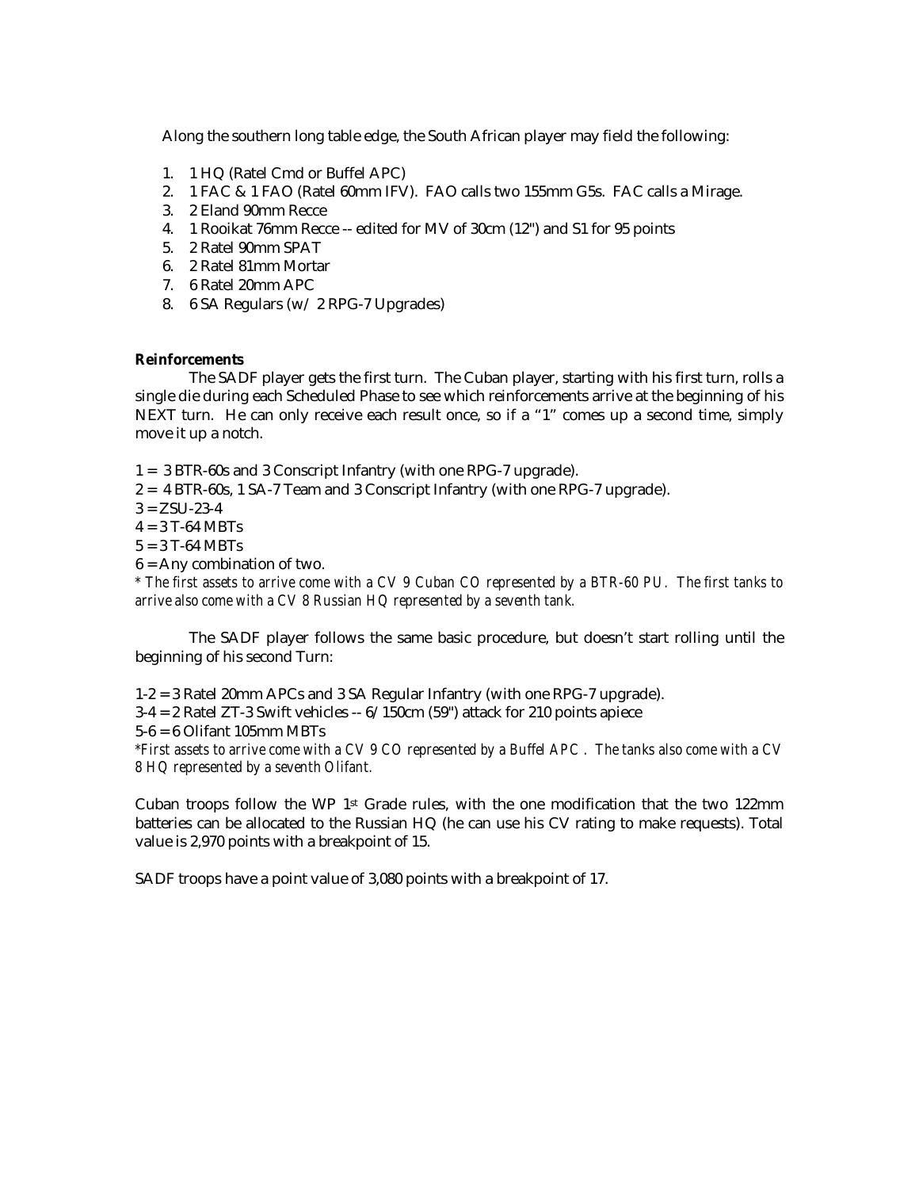Along the southern long table edge, the South African player may field the following:

1. 1 HQ (Ratel Cmd or Buffel APC)
2. 1 FAC & 1 FAO (Ratel 60mm IFV). FAO calls two 155mm G5s. FAC calls a Mirage.
3. 2 Eland 90mm Recce
4. 1 Rooikat 76mm Recce -- edited for MV of 30cm (12") and S1 for 95 points
5. 2 Ratel 90mm SPAT
6. 2 Ratel 81mm Mortar
7. 6 Ratel 20mm APC
8. 6 SA Regulars (w/ 2 RPG-7 Upgrades)

**Reinforcements**

The SADF player gets the first turn. The Cuban player, starting with his first turn, rolls a single die during each Scheduled Phase to see which reinforcements arrive at the beginning of his NEXT turn. He can only receive each result once, so if a "1" comes up a second time, simply move it up a notch.

1 = 3 BTR-60s and 3 Conscript Infantry (with one RPG-7 upgrade).
2 = 4 BTR-60s, 1 SA-7 Team and 3 Conscript Infantry (with one RPG-7 upgrade).
3 = ZSU-23-4
4 = 3 T-64 MBTs
5 = 3 T-64 MBTs
6 = Any combination of two.
*\* The first assets to arrive come with a CV 9 Cuban CO represented by a BTR-60 PU. The first tanks to arrive also come with a CV 8 Russian HQ represented by a seventh tank.*

The SADF player follows the same basic procedure, but doesn't start rolling until the beginning of his second Turn:

1-2 = 3 Ratel 20mm APCs and 3 SA Regular Infantry (with one RPG-7 upgrade).
3-4 = 2 Ratel ZT-3 Swift vehicles -- 6/150cm (59") attack for 210 points apiece
5-6 = 6 Olifant 105mm MBTs
*\*First assets to arrive come with a CV 9 CO represented by a Buffel APC. The tanks also come with a CV 8 HQ represented by a seventh Olifant.*

Cuban troops follow the WP 1st Grade rules, with the one modification that the two 122mm batteries can be allocated to the Russian HQ (he can use his CV rating to make requests). Total value is 2,970 points with a breakpoint of 15.

SADF troops have a point value of 3,080 points with a breakpoint of 17.